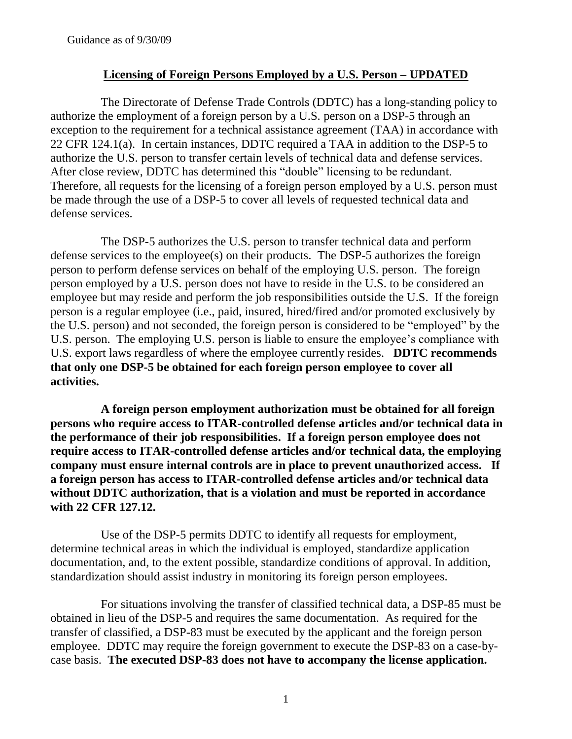Guidance as of 9/30/09

## Licensing of Foreign Persons Employed by a U.S. Person – UPDATED

The Directorate of Defense Trade Controls (DDTC) has a long-standing policy to authorize the employment of a foreign person by a U.S. person on a DSP-5 through an exception to the requirement for a technical assistance agreement (TAA) in accordance with 22 CFR 124.1(a). In certain instances, DDTC required a TAA in addition to the DSP-5 to authorize the U.S. person to transfer certain levels of technical data and defense services. After close review, DDTC has determined this "double" licensing to be redundant. Therefore, all requests for the licensing of a foreign person employed by a U.S. person must be made through the use of a DSP-5 to cover all levels of requested technical data and defense services.

The DSP-5 authorizes the U.S. person to transfer technical data and perform defense services to the employee(s) on their products. The DSP-5 authorizes the foreign person to perform defense services on behalf of the employing U.S. person. The foreign person employed by a U.S. person does not have to reside in the U.S. to be considered an employee but may reside and perform the job responsibilities outside the U.S. If the foreign person is a regular employee (i.e., paid, insured, hired/fired and/or promoted exclusively by the U.S. person) and not seconded, the foreign person is considered to be "employed" by the U.S. person. The employing U.S. person is liable to ensure the employee's compliance with U.S. export laws regardless of where the employee currently resides. **DDTC recommends that only one DSP-5 be obtained for each foreign person employee to cover all activities.**

**A foreign person employment authorization must be obtained for all foreign persons who require access to ITAR-controlled defense articles and/or technical data in the performance of their job responsibilities. If a foreign person employee does not require access to ITAR-controlled defense articles and/or technical data, the employing company must ensure internal controls are in place to prevent unauthorized access. If a foreign person has access to ITAR-controlled defense articles and/or technical data without DDTC authorization, that is a violation and must be reported in accordance with 22 CFR 127.12.**

Use of the DSP-5 permits DDTC to identify all requests for employment, determine technical areas in which the individual is employed, standardize application documentation, and, to the extent possible, standardize conditions of approval. In addition, standardization should assist industry in monitoring its foreign person employees.

For situations involving the transfer of classified technical data, a DSP-85 must be obtained in lieu of the DSP-5 and requires the same documentation. As required for the transfer of classified, a DSP-83 must be executed by the applicant and the foreign person employee. DDTC may require the foreign government to execute the DSP-83 on a case-by-case basis. **The executed DSP-83 does not have to accompany the license application.**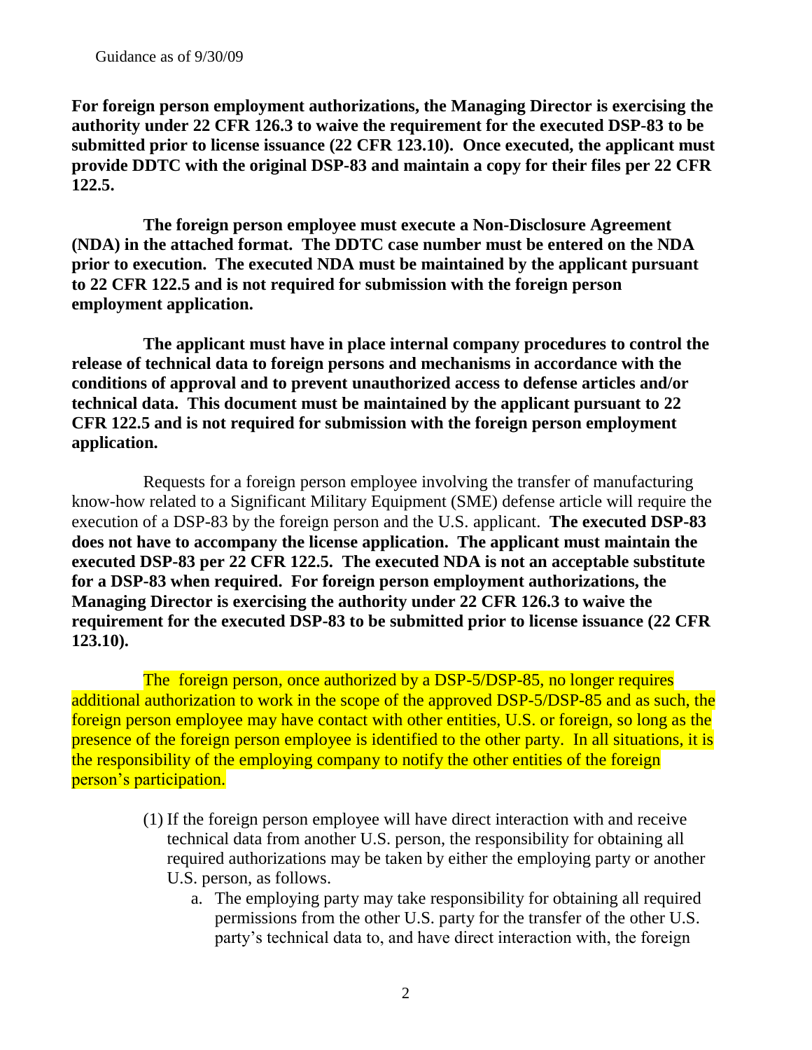**For foreign person employment authorizations, the Managing Director is exercising the authority under 22 CFR 126.3 to waive the requirement for the executed DSP-83 to be submitted prior to license issuance (22 CFR 123.10). Once executed, the applicant must provide DDTC with the original DSP-83 and maintain a copy for their files per 22 CFR 122.5.**

**The foreign person employee must execute a Non-Disclosure Agreement (NDA) in the attached format. The DDTC case number must be entered on the NDA prior to execution. The executed NDA must be maintained by the applicant pursuant to 22 CFR 122.5 and is not required for submission with the foreign person employment application.**

**The applicant must have in place internal company procedures to control the release of technical data to foreign persons and mechanisms in accordance with the conditions of approval and to prevent unauthorized access to defense articles and/or technical data. This document must be maintained by the applicant pursuant to 22 CFR 122.5 and is not required for submission with the foreign person employment application.**

Requests for a foreign person employee involving the transfer of manufacturing know-how related to a Significant Military Equipment (SME) defense article will require the execution of a DSP-83 by the foreign person and the U.S. applicant. **The executed DSP-83 does not have to accompany the license application. The applicant must maintain the executed DSP-83 per 22 CFR 122.5. The executed NDA is not an acceptable substitute for a DSP-83 when required. For foreign person employment authorizations, the Managing Director is exercising the authority under 22 CFR 126.3 to waive the requirement for the executed DSP-83 to be submitted prior to license issuance (22 CFR 123.10).**

The foreign person, once authorized by a DSP-5/DSP-85, no longer requires additional authorization to work in the scope of the approved DSP-5/DSP-85 and as such, the foreign person employee may have contact with other entities, U.S. or foreign, so long as the presence of the foreign person employee is identified to the other party. In all situations, it is the responsibility of the employing company to notify the other entities of the foreign person's participation.

(1) If the foreign person employee will have direct interaction with and receive technical data from another U.S. person, the responsibility for obtaining all required authorizations may be taken by either the employing party or another U.S. person, as follows.

   a. The employing party may take responsibility for obtaining all required permissions from the other U.S. party for the transfer of the other U.S. party's technical data to, and have direct interaction with, the foreign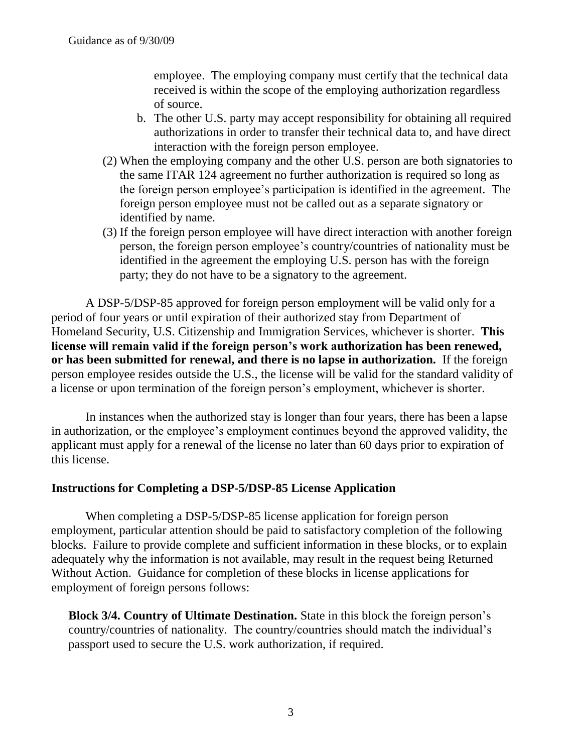employee. The employing company must certify that the technical data received is within the scope of the employing authorization regardless of source.

b. The other U.S. party may accept responsibility for obtaining all required authorizations in order to transfer their technical data to, and have direct interaction with the foreign person employee.

(2) When the employing company and the other U.S. person are both signatories to the same ITAR 124 agreement no further authorization is required so long as the foreign person employee's participation is identified in the agreement. The foreign person employee must not be called out as a separate signatory or identified by name.

(3) If the foreign person employee will have direct interaction with another foreign person, the foreign person employee's country/countries of nationality must be identified in the agreement the employing U.S. person has with the foreign party; they do not have to be a signatory to the agreement.

A DSP-5/DSP-85 approved for foreign person employment will be valid only for a period of four years or until expiration of their authorized stay from Department of Homeland Security, U.S. Citizenship and Immigration Services, whichever is shorter. **This license will remain valid if the foreign person's work authorization has been renewed, or has been submitted for renewal, and there is no lapse in authorization.** If the foreign person employee resides outside the U.S., the license will be valid for the standard validity of a license or upon termination of the foreign person's employment, whichever is shorter.

In instances when the authorized stay is longer than four years, there has been a lapse in authorization, or the employee's employment continues beyond the approved validity, the applicant must apply for a renewal of the license no later than 60 days prior to expiration of this license.

## Instructions for Completing a DSP-5/DSP-85 License Application

When completing a DSP-5/DSP-85 license application for foreign person employment, particular attention should be paid to satisfactory completion of the following blocks. Failure to provide complete and sufficient information in these blocks, or to explain adequately why the information is not available, may result in the request being Returned Without Action. Guidance for completion of these blocks in license applications for employment of foreign persons follows:

**Block 3/4. Country of Ultimate Destination.** State in this block the foreign person's country/countries of nationality. The country/countries should match the individual's passport used to secure the U.S. work authorization, if required.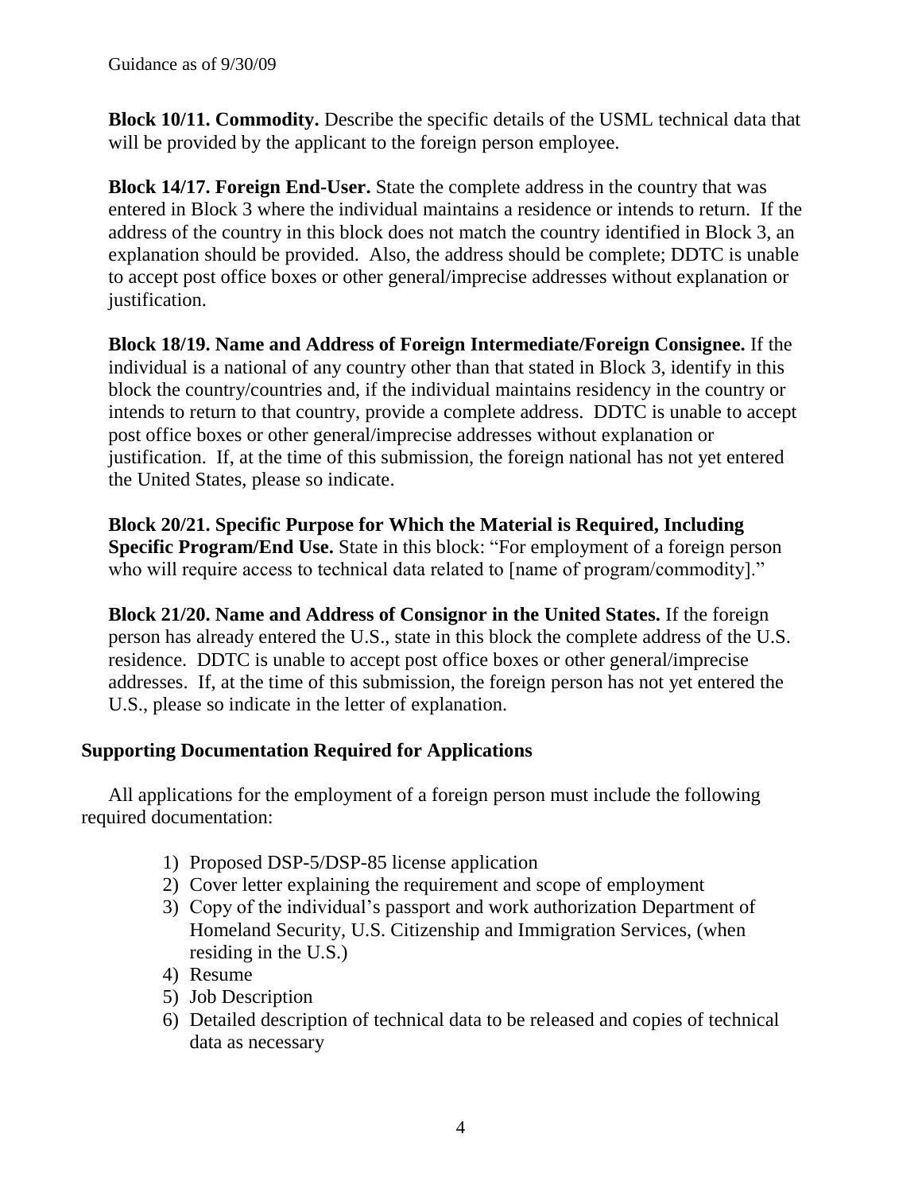**Block 10/11. Commodity.** Describe the specific details of the USML technical data that will be provided by the applicant to the foreign person employee.

**Block 14/17. Foreign End-User.** State the complete address in the country that was entered in Block 3 where the individual maintains a residence or intends to return. If the address of the country in this block does not match the country identified in Block 3, an explanation should be provided. Also, the address should be complete; DDTC is unable to accept post office boxes or other general/imprecise addresses without explanation or justification.

**Block 18/19. Name and Address of Foreign Intermediate/Foreign Consignee.** If the individual is a national of any country other than that stated in Block 3, identify in this block the country/countries and, if the individual maintains residency in the country or intends to return to that country, provide a complete address. DDTC is unable to accept post office boxes or other general/imprecise addresses without explanation or justification. If, at the time of this submission, the foreign national has not yet entered the United States, please so indicate.

**Block 20/21. Specific Purpose for Which the Material is Required, Including Specific Program/End Use.** State in this block: "For employment of a foreign person who will require access to technical data related to [name of program/commodity]."

**Block 21/20. Name and Address of Consignor in the United States.** If the foreign person has already entered the U.S., state in this block the complete address of the U.S. residence. DDTC is unable to accept post office boxes or other general/imprecise addresses. If, at the time of this submission, the foreign person has not yet entered the U.S., please so indicate in the letter of explanation.

## Supporting Documentation Required for Applications

All applications for the employment of a foreign person must include the following required documentation:

1) Proposed DSP-5/DSP-85 license application
2) Cover letter explaining the requirement and scope of employment
3) Copy of the individual's passport and work authorization Department of Homeland Security, U.S. Citizenship and Immigration Services, (when residing in the U.S.)
4) Resume
5) Job Description
6) Detailed description of technical data to be released and copies of technical data as necessary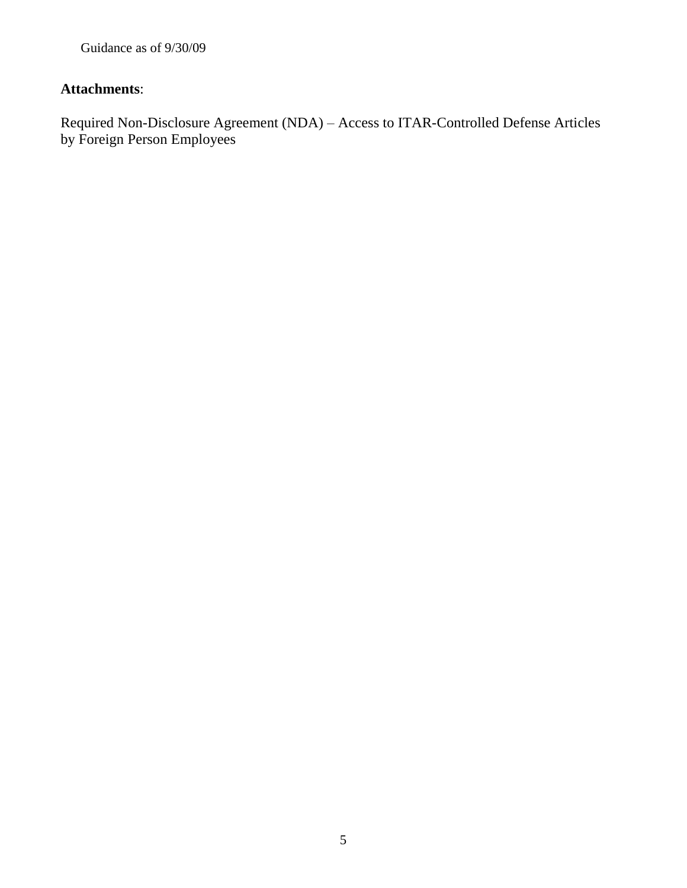Guidance as of 9/30/09

**Attachments**:

Required Non-Disclosure Agreement (NDA) – Access to ITAR-Controlled Defense Articles by Foreign Person Employees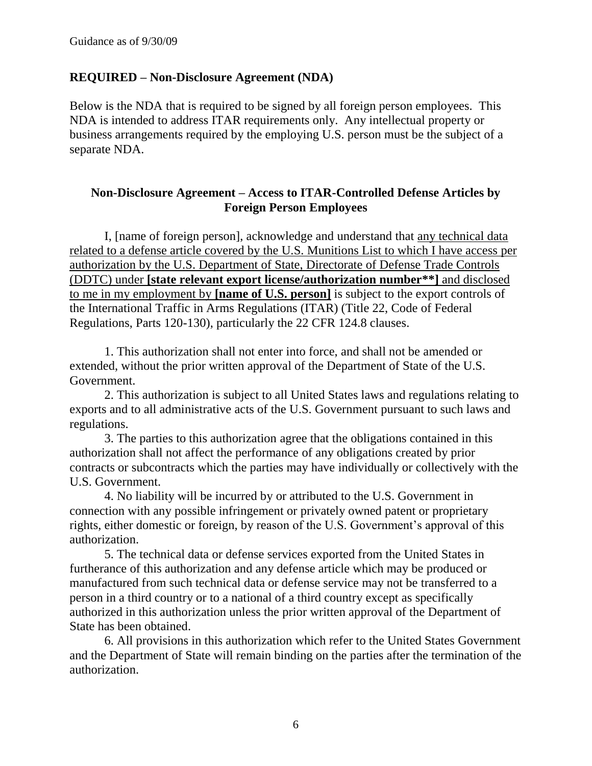Guidance as of 9/30/09

## REQUIRED – Non-Disclosure Agreement (NDA)

Below is the NDA that is required to be signed by all foreign person employees. This NDA is intended to address ITAR requirements only. Any intellectual property or business arrangements required by the employing U.S. person must be the subject of a separate NDA.

### Non-Disclosure Agreement – Access to ITAR-Controlled Defense Articles by Foreign Person Employees

I, [name of foreign person], acknowledge and understand that <u>any technical data related to a defense article covered by the U.S. Munitions List to which I have access per authorization by the U.S. Department of State, Directorate of Defense Trade Controls (DDTC) under **[state relevant export license/authorization number**]** and disclosed to me in my employment by **[name of U.S. person]**</u> is subject to the export controls of the International Traffic in Arms Regulations (ITAR) (Title 22, Code of Federal Regulations, Parts 120-130), particularly the 22 CFR 124.8 clauses.

1. This authorization shall not enter into force, and shall not be amended or extended, without the prior written approval of the Department of State of the U.S. Government.
2. This authorization is subject to all United States laws and regulations relating to exports and to all administrative acts of the U.S. Government pursuant to such laws and regulations.
3. The parties to this authorization agree that the obligations contained in this authorization shall not affect the performance of any obligations created by prior contracts or subcontracts which the parties may have individually or collectively with the U.S. Government.
4. No liability will be incurred by or attributed to the U.S. Government in connection with any possible infringement or privately owned patent or proprietary rights, either domestic or foreign, by reason of the U.S. Government's approval of this authorization.
5. The technical data or defense services exported from the United States in furtherance of this authorization and any defense article which may be produced or manufactured from such technical data or defense service may not be transferred to a person in a third country or to a national of a third country except as specifically authorized in this authorization unless the prior written approval of the Department of State has been obtained.
6. All provisions in this authorization which refer to the United States Government and the Department of State will remain binding on the parties after the termination of the authorization.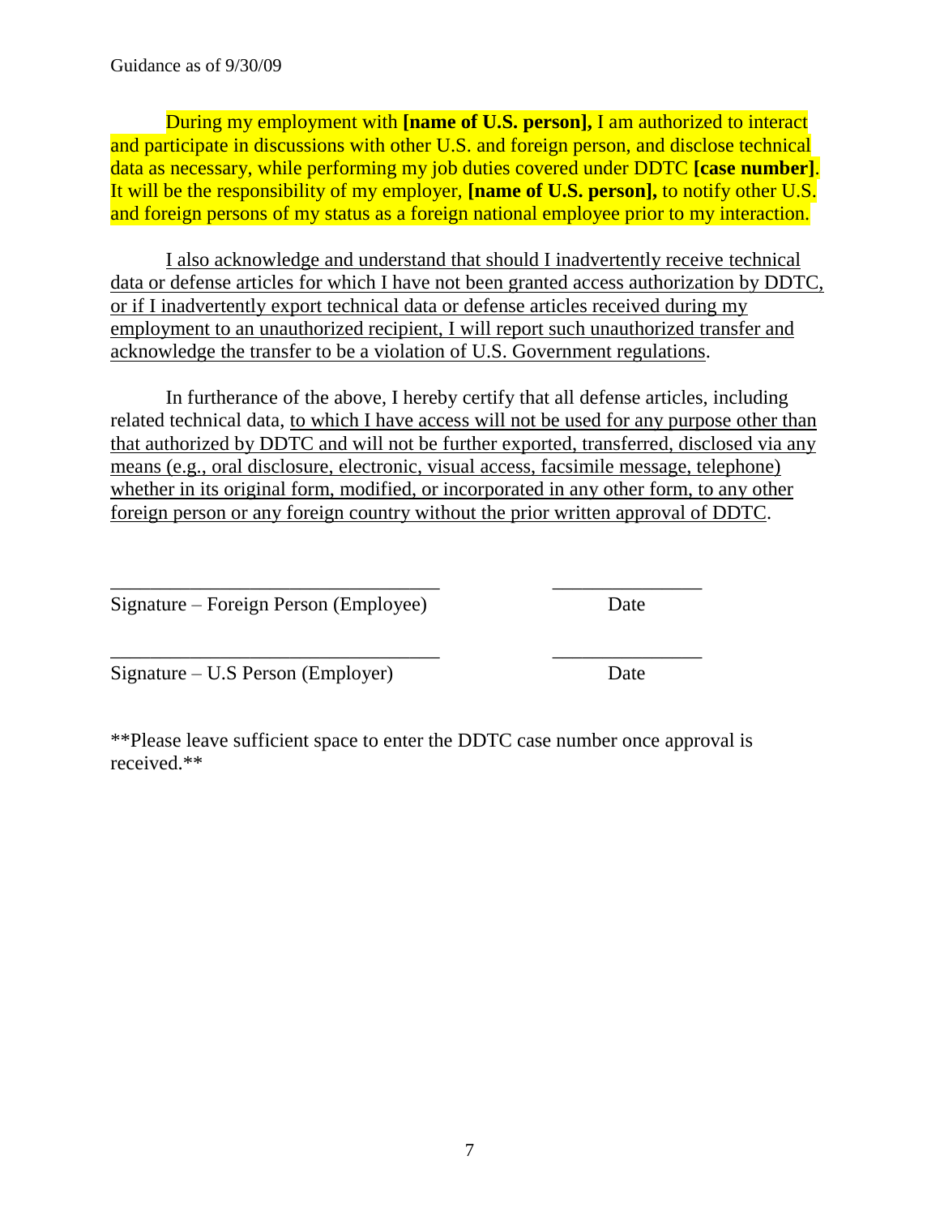During my employment with **[name of U.S. person],** I am authorized to interact and participate in discussions with other U.S. and foreign person, and disclose technical data as necessary, while performing my job duties covered under DDTC **[case number]**. It will be the responsibility of my employer, **[name of U.S. person],** to notify other U.S. and foreign persons of my status as a foreign national employee prior to my interaction.

<u>I also acknowledge and understand that should I inadvertently receive technical data or defense articles for which I have not been granted access authorization by DDTC, or if I inadvertently export technical data or defense articles received during my employment to an unauthorized recipient, I will report such unauthorized transfer and acknowledge the transfer to be a violation of U.S. Government regulations</u>.

In furtherance of the above, I hereby certify that all defense articles, including related technical data, <u>to which I have access will not be used for any purpose other than that authorized by DDTC and will not be further exported, transferred, disclosed via any means (e.g., oral disclosure, electronic, visual access, facsimile message, telephone) whether in its original form, modified, or incorporated in any other form, to any other foreign person or any foreign country without the prior written approval of DDTC</u>.

_________________________________ _______________

Signature – Foreign Person (Employee) Date

_________________________________ _______________

Signature – U.S Person (Employer) Date

**Please leave sufficient space to enter the DDTC case number once approval is received.**